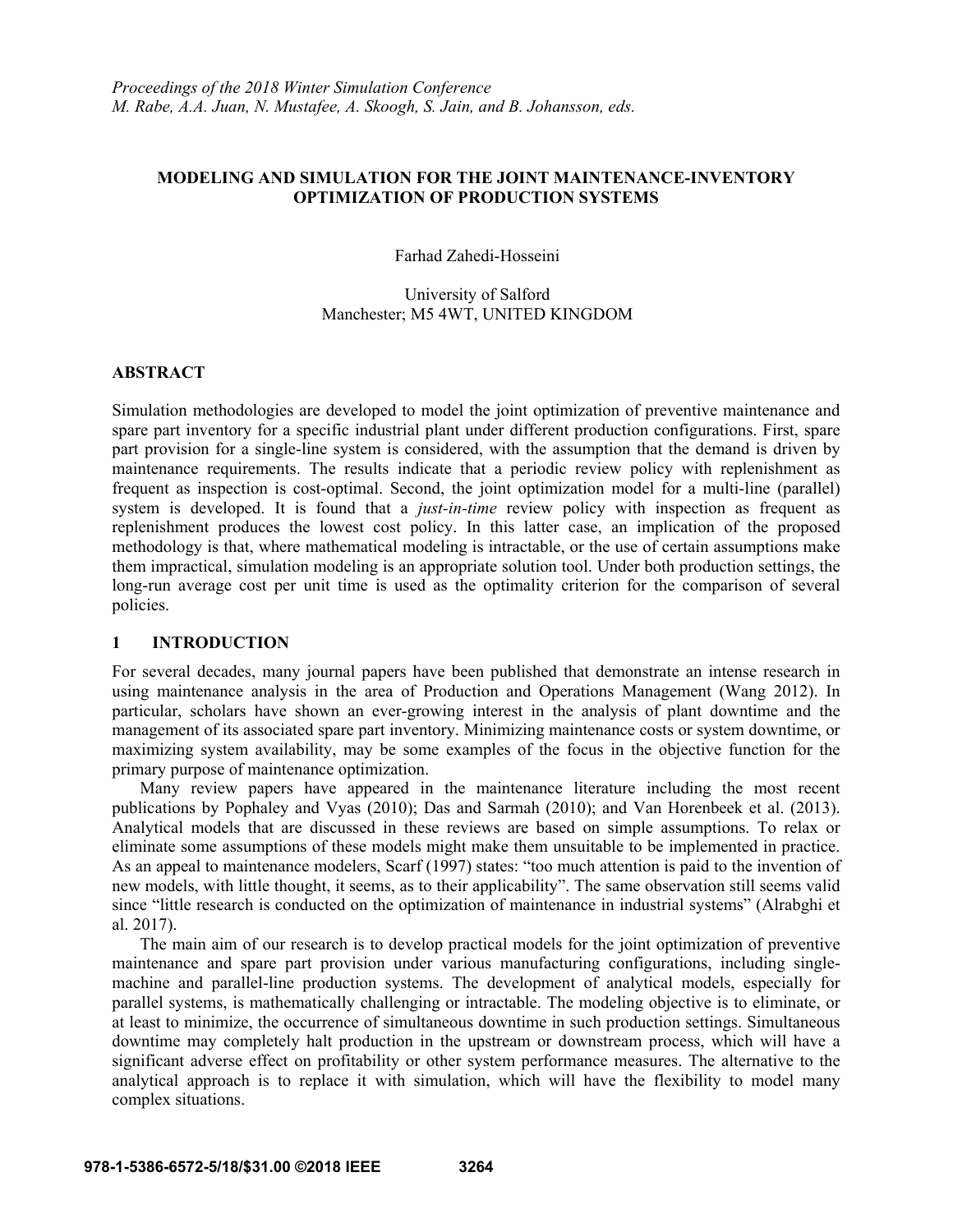# MODELING AND SIMULATION FOR THE JOINT MAINTENANCE-INVENTORY OPTIMIZATION OF PRODUCTION SYSTEMS

Farhad Zahedi-Hosseini

University of Salford
Manchester; M5 4WT, UNITED KINGDOM

## ABSTRACT

Simulation methodologies are developed to model the joint optimization of preventive maintenance and spare part inventory for a specific industrial plant under different production configurations. First, spare part provision for a single-line system is considered, with the assumption that the demand is driven by maintenance requirements. The results indicate that a periodic review policy with replenishment as frequent as inspection is cost-optimal. Second, the joint optimization model for a multi-line (parallel) system is developed. It is found that a *just-in-time* review policy with inspection as frequent as replenishment produces the lowest cost policy. In this latter case, an implication of the proposed methodology is that, where mathematical modeling is intractable, or the use of certain assumptions make them impractical, simulation modeling is an appropriate solution tool. Under both production settings, the long-run average cost per unit time is used as the optimality criterion for the comparison of several policies.

## 1 INTRODUCTION

For several decades, many journal papers have been published that demonstrate an intense research in using maintenance analysis in the area of Production and Operations Management (Wang 2012). In particular, scholars have shown an ever-growing interest in the analysis of plant downtime and the management of its associated spare part inventory. Minimizing maintenance costs or system downtime, or maximizing system availability, may be some examples of the focus in the objective function for the primary purpose of maintenance optimization.

Many review papers have appeared in the maintenance literature including the most recent publications by Pophaley and Vyas (2010); Das and Sarmah (2010); and Van Horenbeek et al. (2013). Analytical models that are discussed in these reviews are based on simple assumptions. To relax or eliminate some assumptions of these models might make them unsuitable to be implemented in practice. As an appeal to maintenance modelers, Scarf (1997) states: "too much attention is paid to the invention of new models, with little thought, it seems, as to their applicability". The same observation still seems valid since "little research is conducted on the optimization of maintenance in industrial systems" (Alrabghi et al. 2017).

The main aim of our research is to develop practical models for the joint optimization of preventive maintenance and spare part provision under various manufacturing configurations, including single-machine and parallel-line production systems. The development of analytical models, especially for parallel systems, is mathematically challenging or intractable. The modeling objective is to eliminate, or at least to minimize, the occurrence of simultaneous downtime in such production settings. Simultaneous downtime may completely halt production in the upstream or downstream process, which will have a significant adverse effect on profitability or other system performance measures. The alternative to the analytical approach is to replace it with simulation, which will have the flexibility to model many complex situations.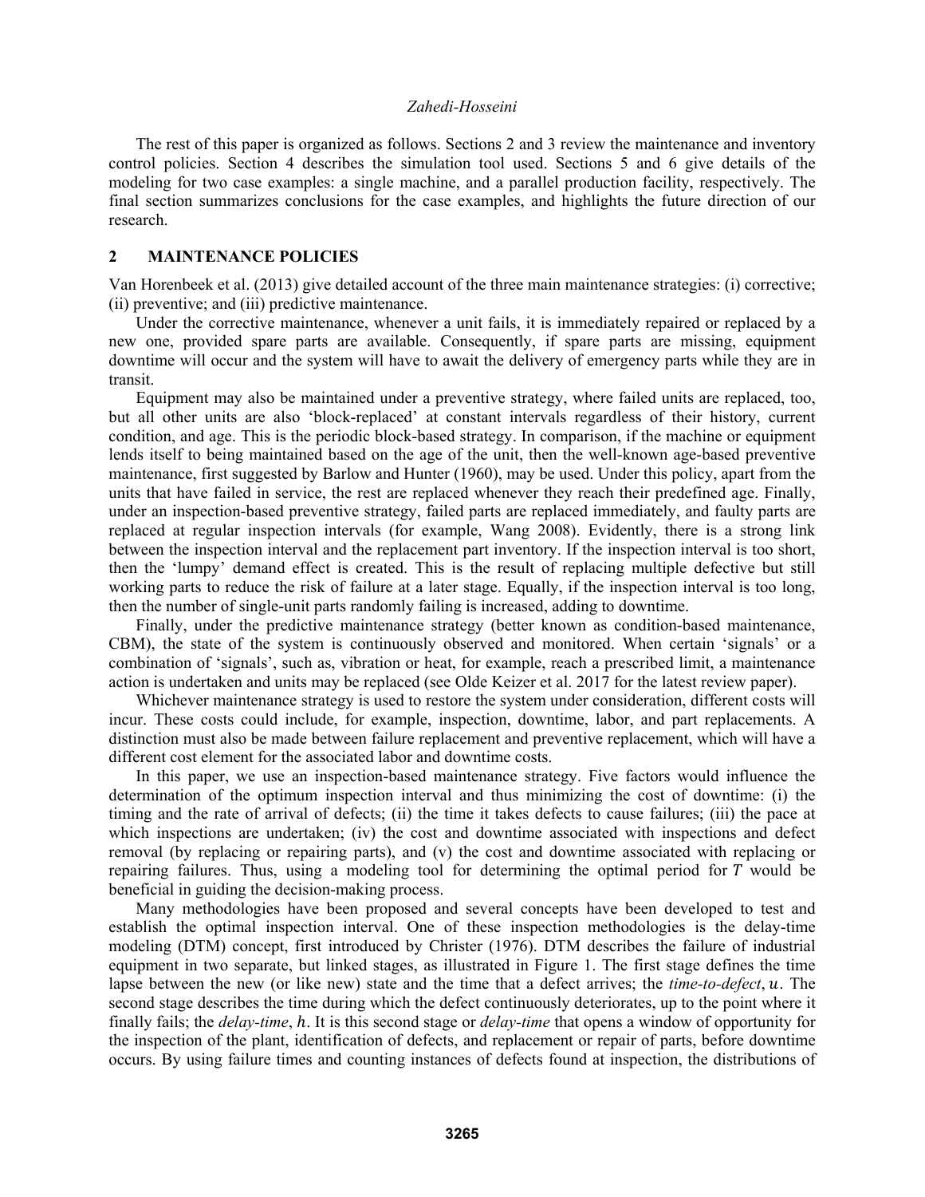The rest of this paper is organized as follows. Sections 2 and 3 review the maintenance and inventory control policies. Section 4 describes the simulation tool used. Sections 5 and 6 give details of the modeling for two case examples: a single machine, and a parallel production facility, respectively. The final section summarizes conclusions for the case examples, and highlights the future direction of our research.

## 2 MAINTENANCE POLICIES

Van Horenbeek et al. (2013) give detailed account of the three main maintenance strategies: (i) corrective; (ii) preventive; and (iii) predictive maintenance.

Under the corrective maintenance, whenever a unit fails, it is immediately repaired or replaced by a new one, provided spare parts are available. Consequently, if spare parts are missing, equipment downtime will occur and the system will have to await the delivery of emergency parts while they are in transit.

Equipment may also be maintained under a preventive strategy, where failed units are replaced, too, but all other units are also 'block-replaced' at constant intervals regardless of their history, current condition, and age. This is the periodic block-based strategy. In comparison, if the machine or equipment lends itself to being maintained based on the age of the unit, then the well-known age-based preventive maintenance, first suggested by Barlow and Hunter (1960), may be used. Under this policy, apart from the units that have failed in service, the rest are replaced whenever they reach their predefined age. Finally, under an inspection-based preventive strategy, failed parts are replaced immediately, and faulty parts are replaced at regular inspection intervals (for example, Wang 2008). Evidently, there is a strong link between the inspection interval and the replacement part inventory. If the inspection interval is too short, then the 'lumpy' demand effect is created. This is the result of replacing multiple defective but still working parts to reduce the risk of failure at a later stage. Equally, if the inspection interval is too long, then the number of single-unit parts randomly failing is increased, adding to downtime.

Finally, under the predictive maintenance strategy (better known as condition-based maintenance, CBM), the state of the system is continuously observed and monitored. When certain 'signals' or a combination of 'signals', such as, vibration or heat, for example, reach a prescribed limit, a maintenance action is undertaken and units may be replaced (see Olde Keizer et al. 2017 for the latest review paper).

Whichever maintenance strategy is used to restore the system under consideration, different costs will incur. These costs could include, for example, inspection, downtime, labor, and part replacements. A distinction must also be made between failure replacement and preventive replacement, which will have a different cost element for the associated labor and downtime costs.

In this paper, we use an inspection-based maintenance strategy. Five factors would influence the determination of the optimum inspection interval and thus minimizing the cost of downtime: (i) the timing and the rate of arrival of defects; (ii) the time it takes defects to cause failures; (iii) the pace at which inspections are undertaken; (iv) the cost and downtime associated with inspections and defect removal (by replacing or repairing parts), and (v) the cost and downtime associated with replacing or repairing failures. Thus, using a modeling tool for determining the optimal period for $T$ would be beneficial in guiding the decision-making process.

Many methodologies have been proposed and several concepts have been developed to test and establish the optimal inspection interval. One of these inspection methodologies is the delay-time modeling (DTM) concept, first introduced by Christer (1976). DTM describes the failure of industrial equipment in two separate, but linked stages, as illustrated in Figure 1. The first stage defines the time lapse between the new (or like new) state and the time that a defect arrives; the *time-to-defect*, $u$. The second stage describes the time during which the defect continuously deteriorates, up to the point where it finally fails; the *delay-time*, $h$. It is this second stage or *delay-time* that opens a window of opportunity for the inspection of the plant, identification of defects, and replacement or repair of parts, before downtime occurs. By using failure times and counting instances of defects found at inspection, the distributions of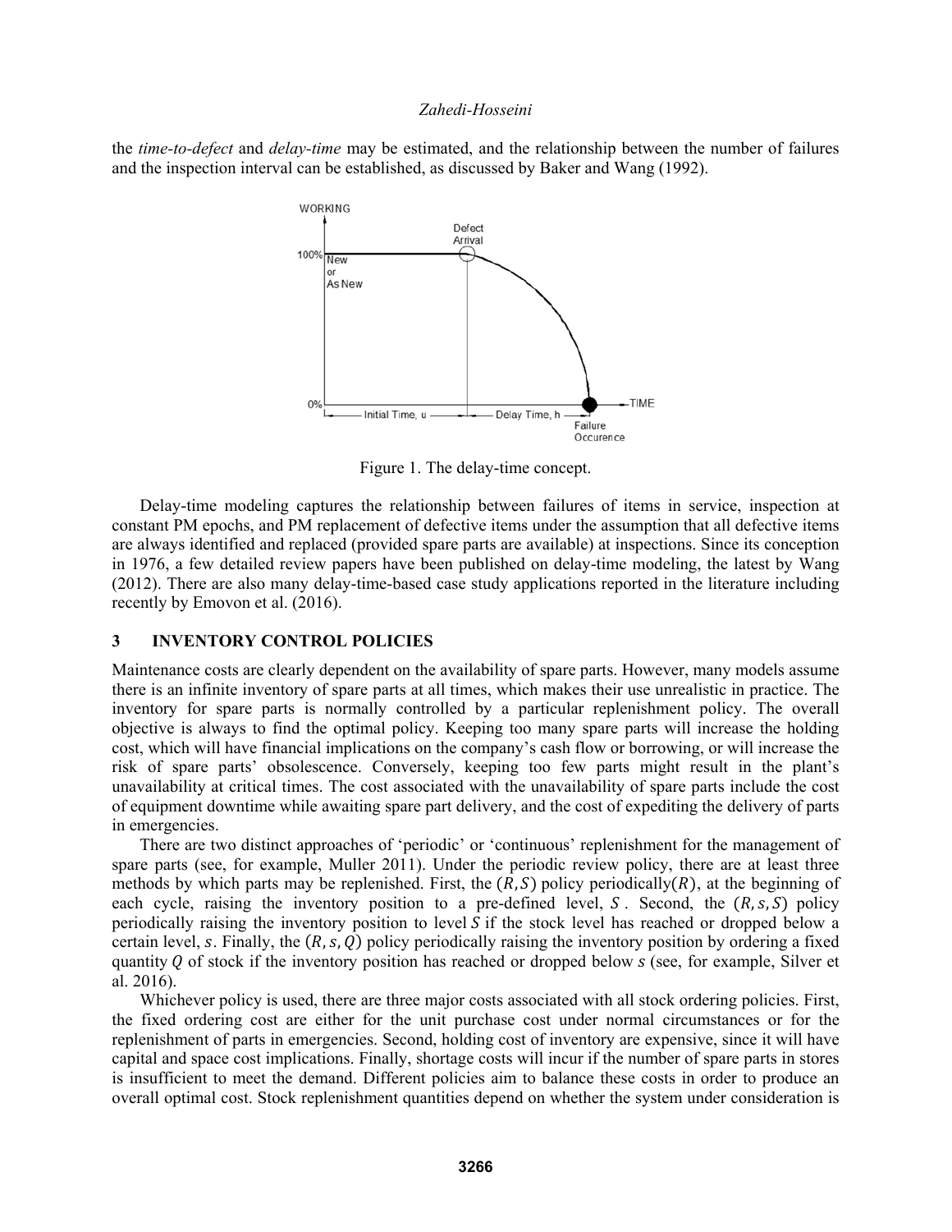the *time-to-defect* and *delay-time* may be estimated, and the relationship between the number of failures and the inspection interval can be established, as discussed by Baker and Wang (1992).

Figure 1. The delay-time concept.

Delay-time modeling captures the relationship between failures of items in service, inspection at constant PM epochs, and PM replacement of defective items under the assumption that all defective items are always identified and replaced (provided spare parts are available) at inspections. Since its conception in 1976, a few detailed review papers have been published on delay-time modeling, the latest by Wang (2012). There are also many delay-time-based case study applications reported in the literature including recently by Emovon et al. (2016).

## 3 INVENTORY CONTROL POLICIES

Maintenance costs are clearly dependent on the availability of spare parts. However, many models assume there is an infinite inventory of spare parts at all times, which makes their use unrealistic in practice. The inventory for spare parts is normally controlled by a particular replenishment policy. The overall objective is always to find the optimal policy. Keeping too many spare parts will increase the holding cost, which will have financial implications on the company's cash flow or borrowing, or will increase the risk of spare parts' obsolescence. Conversely, keeping too few parts might result in the plant's unavailability at critical times. The cost associated with the unavailability of spare parts include the cost of equipment downtime while awaiting spare part delivery, and the cost of expediting the delivery of parts in emergencies.

There are two distinct approaches of 'periodic' or 'continuous' replenishment for the management of spare parts (see, for example, Muller 2011). Under the periodic review policy, there are at least three methods by which parts may be replenished. First, the $(R, S)$ policy periodically$(R)$, at the beginning of each cycle, raising the inventory position to a pre-defined level, $S$. Second, the $(R, s, S)$ policy periodically raising the inventory position to level $S$ if the stock level has reached or dropped below a certain level, $s$. Finally, the $(R, s, Q)$ policy periodically raising the inventory position by ordering a fixed quantity $Q$ of stock if the inventory position has reached or dropped below $s$ (see, for example, Silver et al. 2016).

Whichever policy is used, there are three major costs associated with all stock ordering policies. First, the fixed ordering cost are either for the unit purchase cost under normal circumstances or for the replenishment of parts in emergencies. Second, holding cost of inventory are expensive, since it will have capital and space cost implications. Finally, shortage costs will incur if the number of spare parts in stores is insufficient to meet the demand. Different policies aim to balance these costs in order to produce an overall optimal cost. Stock replenishment quantities depend on whether the system under consideration is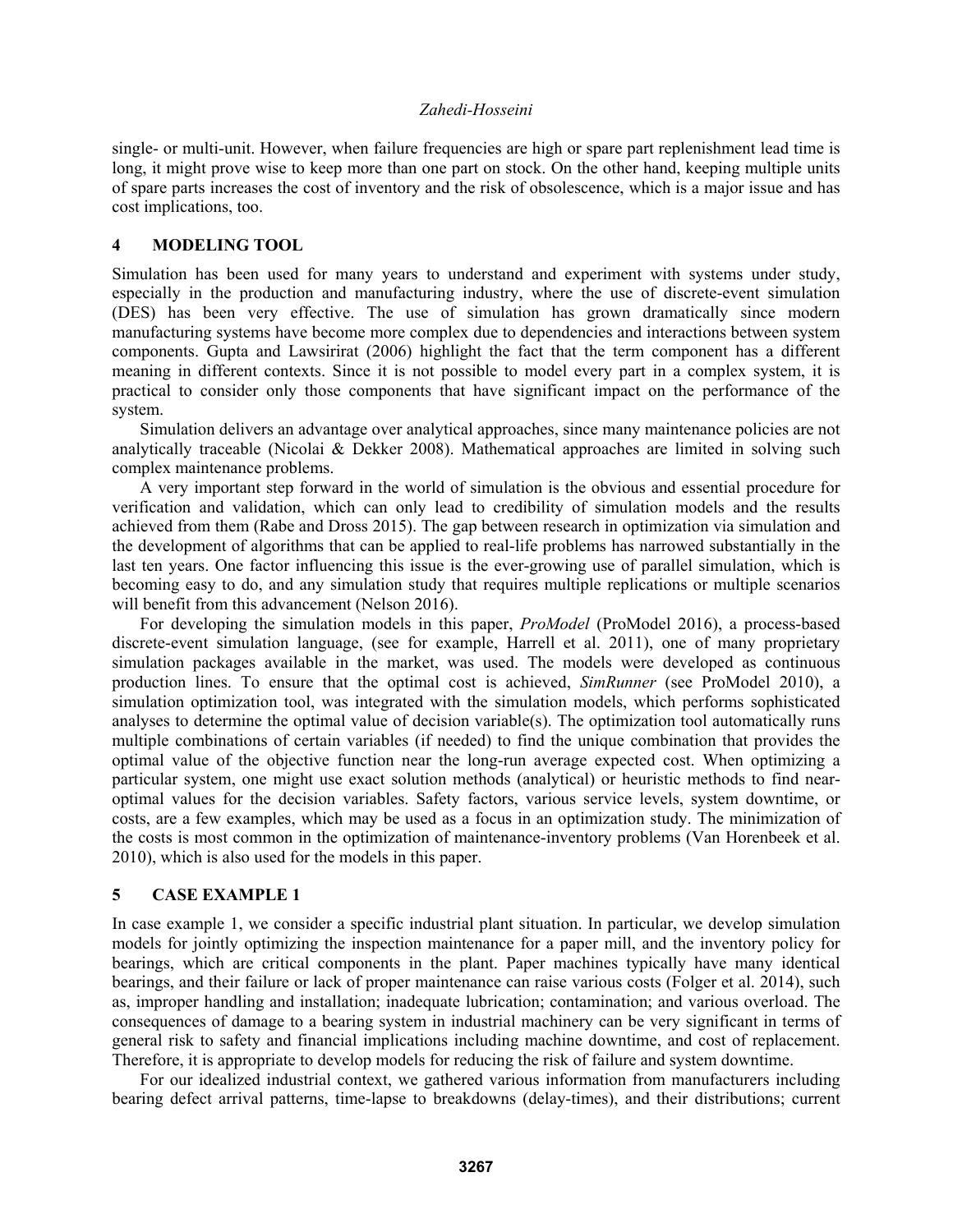single- or multi-unit. However, when failure frequencies are high or spare part replenishment lead time is long, it might prove wise to keep more than one part on stock. On the other hand, keeping multiple units of spare parts increases the cost of inventory and the risk of obsolescence, which is a major issue and has cost implications, too.

## 4 MODELING TOOL

Simulation has been used for many years to understand and experiment with systems under study, especially in the production and manufacturing industry, where the use of discrete-event simulation (DES) has been very effective. The use of simulation has grown dramatically since modern manufacturing systems have become more complex due to dependencies and interactions between system components. Gupta and Lawsirirat (2006) highlight the fact that the term component has a different meaning in different contexts. Since it is not possible to model every part in a complex system, it is practical to consider only those components that have significant impact on the performance of the system.

Simulation delivers an advantage over analytical approaches, since many maintenance policies are not analytically traceable (Nicolai & Dekker 2008). Mathematical approaches are limited in solving such complex maintenance problems.

A very important step forward in the world of simulation is the obvious and essential procedure for verification and validation, which can only lead to credibility of simulation models and the results achieved from them (Rabe and Dross 2015). The gap between research in optimization via simulation and the development of algorithms that can be applied to real-life problems has narrowed substantially in the last ten years. One factor influencing this issue is the ever-growing use of parallel simulation, which is becoming easy to do, and any simulation study that requires multiple replications or multiple scenarios will benefit from this advancement (Nelson 2016).

For developing the simulation models in this paper, *ProModel* (ProModel 2016), a process-based discrete-event simulation language, (see for example, Harrell et al. 2011), one of many proprietary simulation packages available in the market, was used. The models were developed as continuous production lines. To ensure that the optimal cost is achieved, *SimRunner* (see ProModel 2010), a simulation optimization tool, was integrated with the simulation models, which performs sophisticated analyses to determine the optimal value of decision variable(s). The optimization tool automatically runs multiple combinations of certain variables (if needed) to find the unique combination that provides the optimal value of the objective function near the long-run average expected cost. When optimizing a particular system, one might use exact solution methods (analytical) or heuristic methods to find near-optimal values for the decision variables. Safety factors, various service levels, system downtime, or costs, are a few examples, which may be used as a focus in an optimization study. The minimization of the costs is most common in the optimization of maintenance-inventory problems (Van Horenbeek et al. 2010), which is also used for the models in this paper.

## 5 CASE EXAMPLE 1

In case example 1, we consider a specific industrial plant situation. In particular, we develop simulation models for jointly optimizing the inspection maintenance for a paper mill, and the inventory policy for bearings, which are critical components in the plant. Paper machines typically have many identical bearings, and their failure or lack of proper maintenance can raise various costs (Folger et al. 2014), such as, improper handling and installation; inadequate lubrication; contamination; and various overload. The consequences of damage to a bearing system in industrial machinery can be very significant in terms of general risk to safety and financial implications including machine downtime, and cost of replacement. Therefore, it is appropriate to develop models for reducing the risk of failure and system downtime.

For our idealized industrial context, we gathered various information from manufacturers including bearing defect arrival patterns, time-lapse to breakdowns (delay-times), and their distributions; current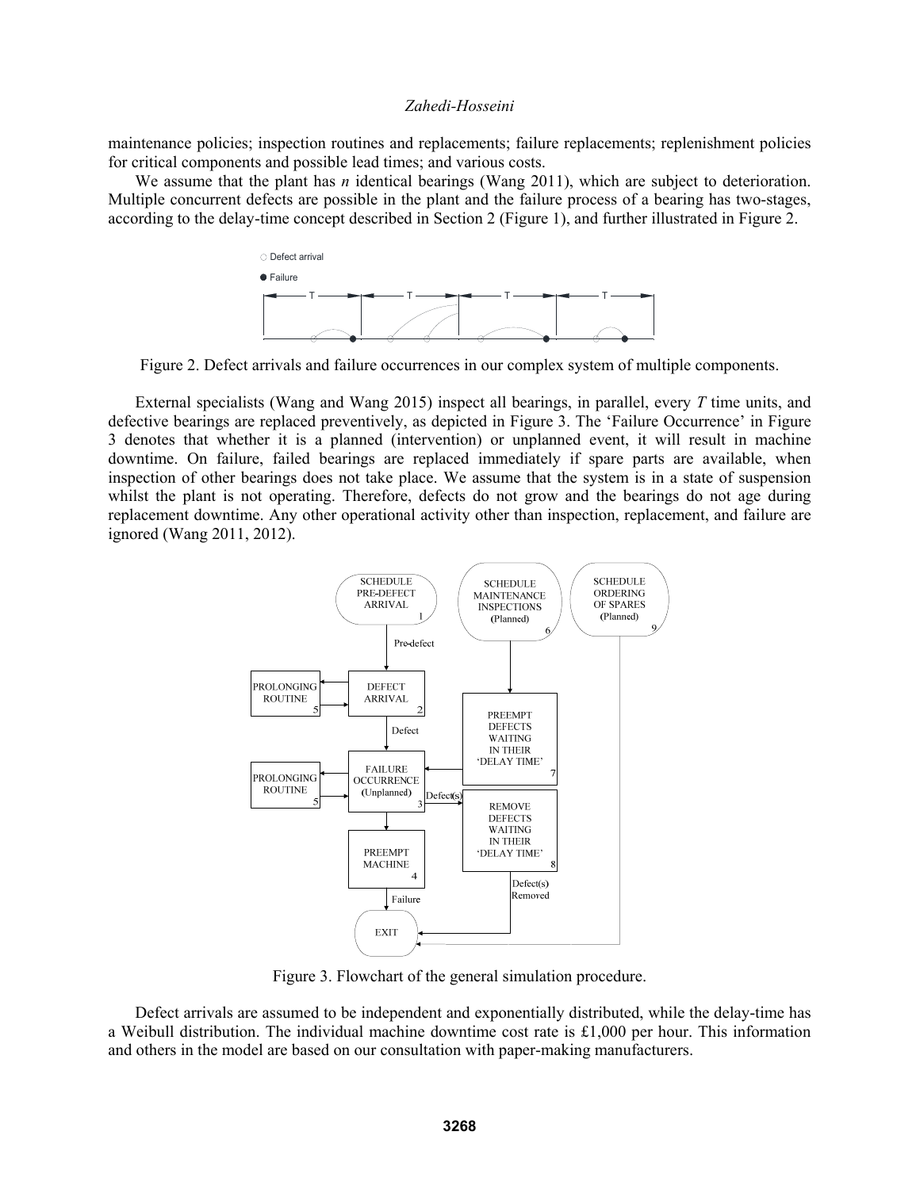maintenance policies; inspection routines and replacements; failure replacements; replenishment policies for critical components and possible lead times; and various costs.

We assume that the plant has *n* identical bearings (Wang 2011), which are subject to deterioration. Multiple concurrent defects are possible in the plant and the failure process of a bearing has two-stages, according to the delay-time concept described in Section 2 (Figure 1), and further illustrated in Figure 2.

Figure 2. Defect arrivals and failure occurrences in our complex system of multiple components.

External specialists (Wang and Wang 2015) inspect all bearings, in parallel, every *T* time units, and defective bearings are replaced preventively, as depicted in Figure 3. The 'Failure Occurrence' in Figure 3 denotes that whether it is a planned (intervention) or unplanned event, it will result in machine downtime. On failure, failed bearings are replaced immediately if spare parts are available, when inspection of other bearings does not take place. We assume that the system is in a state of suspension whilst the plant is not operating. Therefore, defects do not grow and the bearings do not age during replacement downtime. Any other operational activity other than inspection, replacement, and failure are ignored (Wang 2011, 2012).

Figure 3. Flowchart of the general simulation procedure.

Defect arrivals are assumed to be independent and exponentially distributed, while the delay-time has a Weibull distribution. The individual machine downtime cost rate is £1,000 per hour. This information and others in the model are based on our consultation with paper-making manufacturers.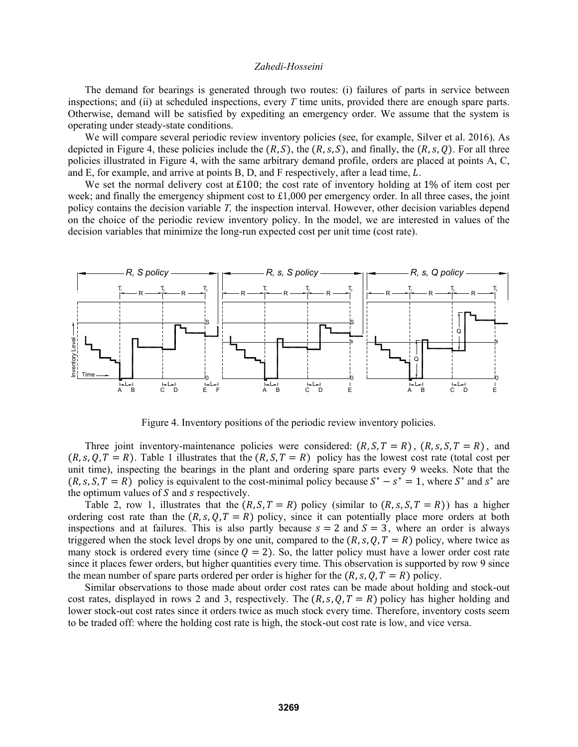The demand for bearings is generated through two routes: (i) failures of parts in service between inspections; and (ii) at scheduled inspections, every $T$ time units, provided there are enough spare parts. Otherwise, demand will be satisfied by expediting an emergency order. We assume that the system is operating under steady-state conditions.

We will compare several periodic review inventory policies (see, for example, Silver et al. 2016). As depicted in Figure 4, these policies include the $(R, S)$, the $(R, s, S)$, and finally, the $(R, s, Q)$. For all three policies illustrated in Figure 4, with the same arbitrary demand profile, orders are placed at points A, C, and E, for example, and arrive at points B, D, and F respectively, after a lead time, $L$.

We set the normal delivery cost at £100; the cost rate of inventory holding at 1% of item cost per week; and finally the emergency shipment cost to £1,000 per emergency order. In all three cases, the joint policy contains the decision variable $T$, the inspection interval. However, other decision variables depend on the choice of the periodic review inventory policy. In the model, we are interested in values of the decision variables that minimize the long-run expected cost per unit time (cost rate).

Figure 4. Inventory positions of the periodic review inventory policies.

Three joint inventory-maintenance policies were considered: $(R, S, T = R)$, $(R, s, S, T = R)$, and $(R, s, Q, T = R)$. Table 1 illustrates that the $(R, S, T = R)$ policy has the lowest cost rate (total cost per unit time), inspecting the bearings in the plant and ordering spare parts every 9 weeks. Note that the $(R, s, S, T = R)$ policy is equivalent to the cost-minimal policy because $S^* - s^* = 1$, where $S^*$ and $s^*$ are the optimum values of $S$ and $s$ respectively.

Table 2, row 1, illustrates that the $(R, S, T = R)$ policy (similar to $(R, s, S, T = R)$) has a higher ordering cost rate than the $(R, s, Q, T = R)$ policy, since it can potentially place more orders at both inspections and at failures. This is also partly because $s = 2$ and $S = 3$, where an order is always triggered when the stock level drops by one unit, compared to the $(R, s, Q, T = R)$ policy, where twice as many stock is ordered every time (since $Q = 2$). So, the latter policy must have a lower order cost rate since it places fewer orders, but higher quantities every time. This observation is supported by row 9 since the mean number of spare parts ordered per order is higher for the $(R, s, Q, T = R)$ policy.

Similar observations to those made about order cost rates can be made about holding and stock-out cost rates, displayed in rows 2 and 3, respectively. The $(R, s, Q, T = R)$ policy has higher holding and lower stock-out cost rates since it orders twice as much stock every time. Therefore, inventory costs seem to be traded off: where the holding cost rate is high, the stock-out cost rate is low, and vice versa.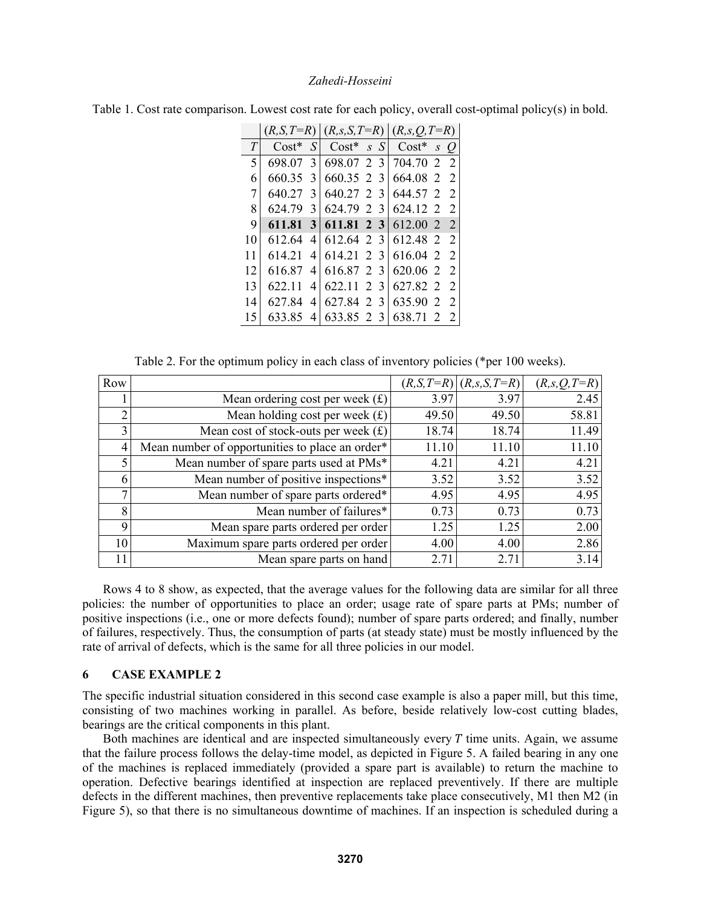Table 1. Cost rate comparison. Lowest cost rate for each policy, overall cost-optimal policy(s) in bold.

| | $(R,S,T=R)$ | | $(R,s,S,T=R)$ | | | $(R,s,Q,T=R)$ | | |
|---|---|---|---|---|---|---|---|---|
| $T$ | Cost* | $S$ | Cost* | $s$ | $S$ | Cost* | $s$ | $Q$ |
| 5 | 698.07 | 3 | 698.07 | 2 | 3 | 704.70 | 2 | 2 |
| 6 | 660.35 | 3 | 660.35 | 2 | 3 | 664.08 | 2 | 2 |
| 7 | 640.27 | 3 | 640.27 | 2 | 3 | 644.57 | 2 | 2 |
| 8 | 624.79 | 3 | 624.79 | 2 | 3 | 624.12 | 2 | 2 |
| 9 | **611.81** | **3** | **611.81** | **2** | **3** | 612.00 | 2 | 2 |
| 10 | 612.64 | 4 | 612.64 | 2 | 3 | 612.48 | 2 | 2 |
| 11 | 614.21 | 4 | 614.21 | 2 | 3 | 616.04 | 2 | 2 |
| 12 | 616.87 | 4 | 616.87 | 2 | 3 | 620.06 | 2 | 2 |
| 13 | 622.11 | 4 | 622.11 | 2 | 3 | 627.82 | 2 | 2 |
| 14 | 627.84 | 4 | 627.84 | 2 | 3 | 635.90 | 2 | 2 |
| 15 | 633.85 | 4 | 633.85 | 2 | 3 | 638.71 | 2 | 2 |

Table 2. For the optimum policy in each class of inventory policies (*per 100 weeks).

| Row | | $(R,S,T=R)$ | $(R,s,S,T=R)$ | $(R,s,Q,T=R)$ |
|---|---|---|---|---|
| 1 | Mean ordering cost per week (£) | 3.97 | 3.97 | 2.45 |
| 2 | Mean holding cost per week (£) | 49.50 | 49.50 | 58.81 |
| 3 | Mean cost of stock-outs per week (£) | 18.74 | 18.74 | 11.49 |
| 4 | Mean number of opportunities to place an order* | 11.10 | 11.10 | 11.10 |
| 5 | Mean number of spare parts used at PMs* | 4.21 | 4.21 | 4.21 |
| 6 | Mean number of positive inspections* | 3.52 | 3.52 | 3.52 |
| 7 | Mean number of spare parts ordered* | 4.95 | 4.95 | 4.95 |
| 8 | Mean number of failures* | 0.73 | 0.73 | 0.73 |
| 9 | Mean spare parts ordered per order | 1.25 | 1.25 | 2.00 |
| 10 | Maximum spare parts ordered per order | 4.00 | 4.00 | 2.86 |
| 11 | Mean spare parts on hand | 2.71 | 2.71 | 3.14 |

Rows 4 to 8 show, as expected, that the average values for the following data are similar for all three policies: the number of opportunities to place an order; usage rate of spare parts at PMs; number of positive inspections (i.e., one or more defects found); number of spare parts ordered; and finally, number of failures, respectively. Thus, the consumption of parts (at steady state) must be mostly influenced by the rate of arrival of defects, which is the same for all three policies in our model.

## 6 CASE EXAMPLE 2

The specific industrial situation considered in this second case example is also a paper mill, but this time, consisting of two machines working in parallel. As before, beside relatively low-cost cutting blades, bearings are the critical components in this plant.

Both machines are identical and are inspected simultaneously every $T$ time units. Again, we assume that the failure process follows the delay-time model, as depicted in Figure 5. A failed bearing in any one of the machines is replaced immediately (provided a spare part is available) to return the machine to operation. Defective bearings identified at inspection are replaced preventively. If there are multiple defects in the different machines, then preventive replacements take place consecutively, M1 then M2 (in Figure 5), so that there is no simultaneous downtime of machines. If an inspection is scheduled during a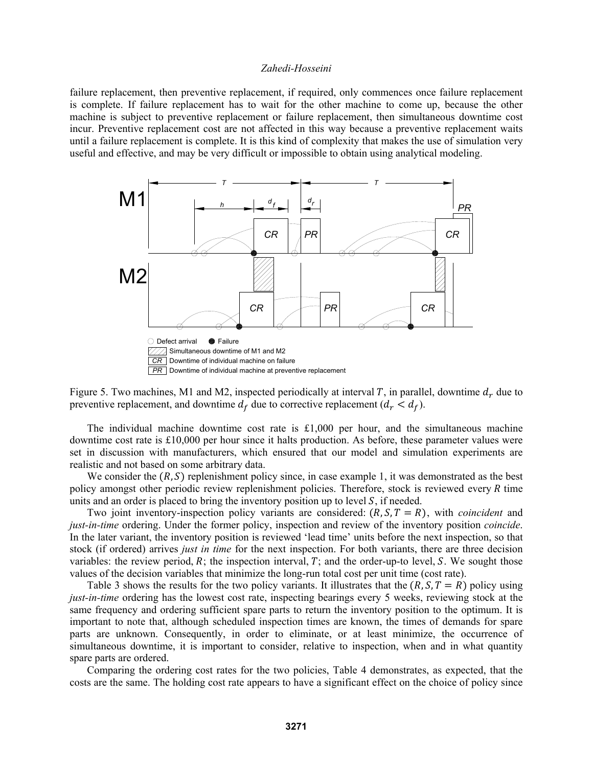failure replacement, then preventive replacement, if required, only commences once failure replacement is complete. If failure replacement has to wait for the other machine to come up, because the other machine is subject to preventive replacement or failure replacement, then simultaneous downtime cost incur. Preventive replacement cost are not affected in this way because a preventive replacement waits until a failure replacement is complete. It is this kind of complexity that makes the use of simulation very useful and effective, and may be very difficult or impossible to obtain using analytical modeling.

Figure 5. Two machines, M1 and M2, inspected periodically at interval $T$, in parallel, downtime $d_r$ due to preventive replacement, and downtime $d_f$ due to corrective replacement ($d_r < d_f$).

The individual machine downtime cost rate is £1,000 per hour, and the simultaneous machine downtime cost rate is £10,000 per hour since it halts production. As before, these parameter values were set in discussion with manufacturers, which ensured that our model and simulation experiments are realistic and not based on some arbitrary data.

We consider the $(R, S)$ replenishment policy since, in case example 1, it was demonstrated as the best policy amongst other periodic review replenishment policies. Therefore, stock is reviewed every $R$ time units and an order is placed to bring the inventory position up to level $S$, if needed.

Two joint inventory-inspection policy variants are considered: $(R, S, T = R)$, with *coincident* and *just-in-time* ordering. Under the former policy, inspection and review of the inventory position *coincide*. In the later variant, the inventory position is reviewed 'lead time' units before the next inspection, so that stock (if ordered) arrives *just in time* for the next inspection. For both variants, there are three decision variables: the review period, $R$; the inspection interval, $T$; and the order-up-to level, $S$. We sought those values of the decision variables that minimize the long-run total cost per unit time (cost rate).

Table 3 shows the results for the two policy variants. It illustrates that the $(R, S, T = R)$ policy using *just-in-time* ordering has the lowest cost rate, inspecting bearings every 5 weeks, reviewing stock at the same frequency and ordering sufficient spare parts to return the inventory position to the optimum. It is important to note that, although scheduled inspection times are known, the times of demands for spare parts are unknown. Consequently, in order to eliminate, or at least minimize, the occurrence of simultaneous downtime, it is important to consider, relative to inspection, when and in what quantity spare parts are ordered.

Comparing the ordering cost rates for the two policies, Table 4 demonstrates, as expected, that the costs are the same. The holding cost rate appears to have a significant effect on the choice of policy since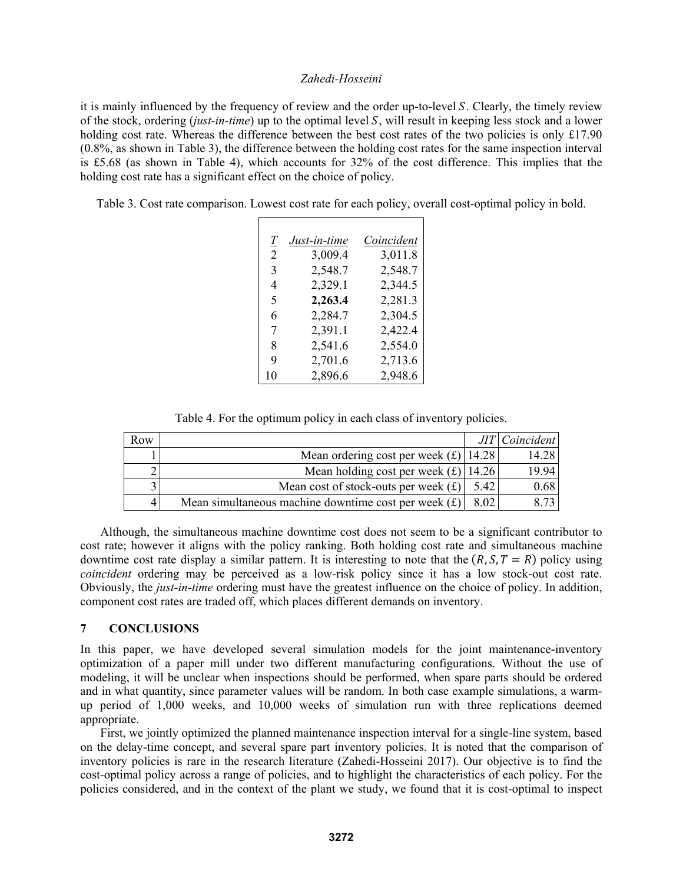it is mainly influenced by the frequency of review and the order up-to-level $S$. Clearly, the timely review of the stock, ordering (*just-in-time*) up to the optimal level $S$, will result in keeping less stock and a lower holding cost rate. Whereas the difference between the best cost rates of the two policies is only £17.90 (0.8%, as shown in Table 3), the difference between the holding cost rates for the same inspection interval is £5.68 (as shown in Table 4), which accounts for 32% of the cost difference. This implies that the holding cost rate has a significant effect on the choice of policy.

Table 3. Cost rate comparison. Lowest cost rate for each policy, overall cost-optimal policy in bold.

| *T* | *Just-in-time* | *Coincident* |
|---|---|---|
| 2 | 3,009.4 | 3,011.8 |
| 3 | 2,548.7 | 2,548.7 |
| 4 | 2,329.1 | 2,344.5 |
| 5 | **2,263.4** | 2,281.3 |
| 6 | 2,284.7 | 2,304.5 |
| 7 | 2,391.1 | 2,422.4 |
| 8 | 2,541.6 | 2,554.0 |
| 9 | 2,701.6 | 2,713.6 |
| 10 | 2,896.6 | 2,948.6 |

Table 4. For the optimum policy in each class of inventory policies.

| Row | | *JIT* | *Coincident* |
|---|---|---|---|
| 1 | Mean ordering cost per week (£) | 14.28 | 14.28 |
| 2 | Mean holding cost per week (£) | 14.26 | 19.94 |
| 3 | Mean cost of stock-outs per week (£) | 5.42 | 0.68 |
| 4 | Mean simultaneous machine downtime cost per week (£) | 8.02 | 8.73 |

Although, the simultaneous machine downtime cost does not seem to be a significant contributor to cost rate; however it aligns with the policy ranking. Both holding cost rate and simultaneous machine downtime cost rate display a similar pattern. It is interesting to note that the $(R, S, T = R)$ policy using *coincident* ordering may be perceived as a low-risk policy since it has a low stock-out cost rate. Obviously, the *just-in-time* ordering must have the greatest influence on the choice of policy. In addition, component cost rates are traded off, which places different demands on inventory.

## 7 CONCLUSIONS

In this paper, we have developed several simulation models for the joint maintenance-inventory optimization of a paper mill under two different manufacturing configurations. Without the use of modeling, it will be unclear when inspections should be performed, when spare parts should be ordered and in what quantity, since parameter values will be random. In both case example simulations, a warm-up period of 1,000 weeks, and 10,000 weeks of simulation run with three replications deemed appropriate.

First, we jointly optimized the planned maintenance inspection interval for a single-line system, based on the delay-time concept, and several spare part inventory policies. It is noted that the comparison of inventory policies is rare in the research literature (Zahedi-Hosseini 2017). Our objective is to find the cost-optimal policy across a range of policies, and to highlight the characteristics of each policy. For the policies considered, and in the context of the plant we study, we found that it is cost-optimal to inspect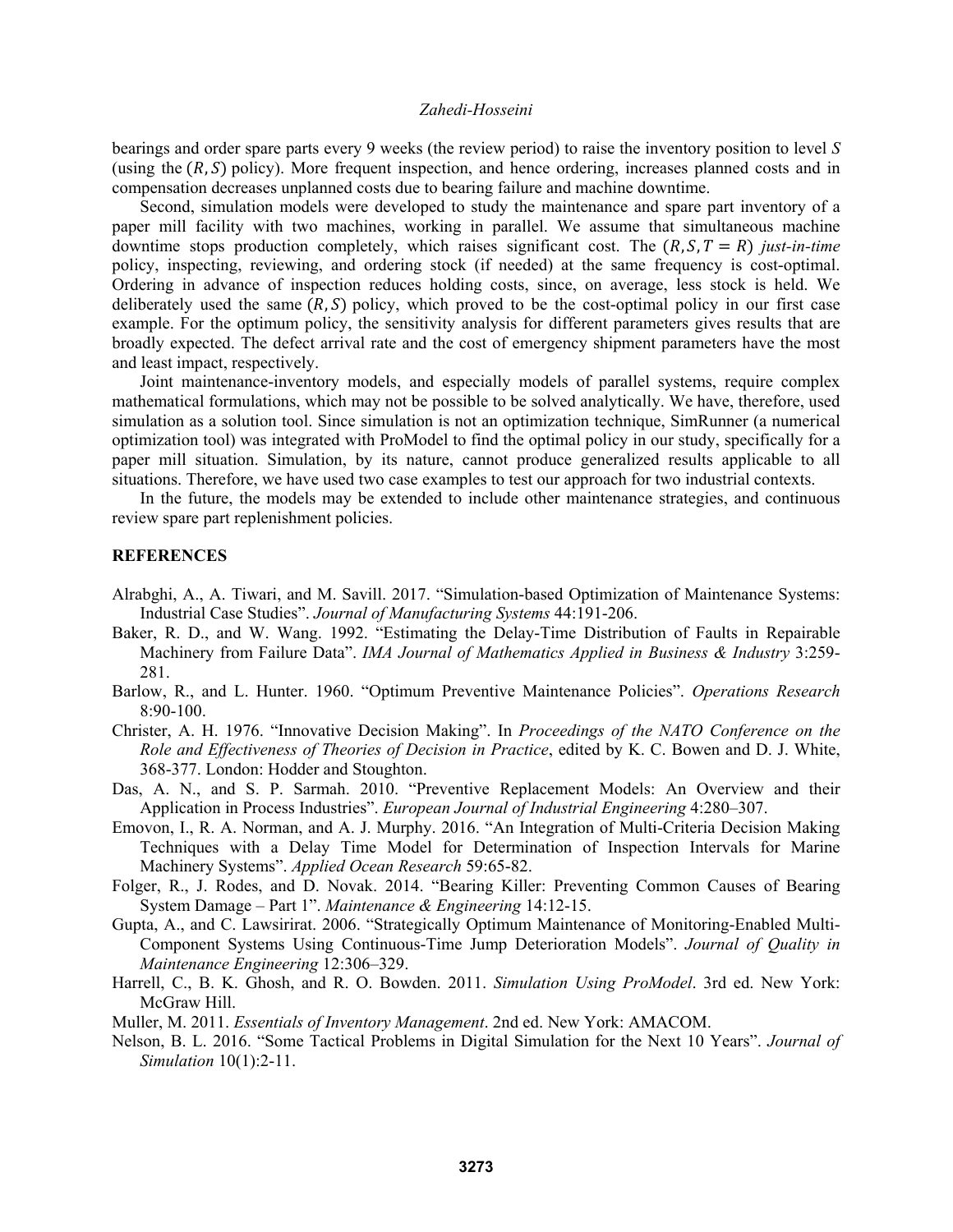bearings and order spare parts every 9 weeks (the review period) to raise the inventory position to level $S$ (using the $(R, S)$ policy). More frequent inspection, and hence ordering, increases planned costs and in compensation decreases unplanned costs due to bearing failure and machine downtime.

Second, simulation models were developed to study the maintenance and spare part inventory of a paper mill facility with two machines, working in parallel. We assume that simultaneous machine downtime stops production completely, which raises significant cost. The $(R, S, T = R)$ *just-in-time* policy, inspecting, reviewing, and ordering stock (if needed) at the same frequency is cost-optimal. Ordering in advance of inspection reduces holding costs, since, on average, less stock is held. We deliberately used the same $(R, S)$ policy, which proved to be the cost-optimal policy in our first case example. For the optimum policy, the sensitivity analysis for different parameters gives results that are broadly expected. The defect arrival rate and the cost of emergency shipment parameters have the most and least impact, respectively.

Joint maintenance-inventory models, and especially models of parallel systems, require complex mathematical formulations, which may not be possible to be solved analytically. We have, therefore, used simulation as a solution tool. Since simulation is not an optimization technique, SimRunner (a numerical optimization tool) was integrated with ProModel to find the optimal policy in our study, specifically for a paper mill situation. Simulation, by its nature, cannot produce generalized results applicable to all situations. Therefore, we have used two case examples to test our approach for two industrial contexts.

In the future, the models may be extended to include other maintenance strategies, and continuous review spare part replenishment policies.

## REFERENCES

Alrabghi, A., A. Tiwari, and M. Savill. 2017. "Simulation-based Optimization of Maintenance Systems: Industrial Case Studies". *Journal of Manufacturing Systems* 44:191-206.

Baker, R. D., and W. Wang. 1992. "Estimating the Delay-Time Distribution of Faults in Repairable Machinery from Failure Data". *IMA Journal of Mathematics Applied in Business & Industry* 3:259-281.

Barlow, R., and L. Hunter. 1960. "Optimum Preventive Maintenance Policies". *Operations Research* 8:90-100.

Christer, A. H. 1976. "Innovative Decision Making". In *Proceedings of the NATO Conference on the Role and Effectiveness of Theories of Decision in Practice*, edited by K. C. Bowen and D. J. White, 368-377. London: Hodder and Stoughton.

Das, A. N., and S. P. Sarmah. 2010. "Preventive Replacement Models: An Overview and their Application in Process Industries". *European Journal of Industrial Engineering* 4:280–307.

Emovon, I., R. A. Norman, and A. J. Murphy. 2016. "An Integration of Multi-Criteria Decision Making Techniques with a Delay Time Model for Determination of Inspection Intervals for Marine Machinery Systems". *Applied Ocean Research* 59:65-82.

Folger, R., J. Rodes, and D. Novak. 2014. "Bearing Killer: Preventing Common Causes of Bearing System Damage – Part 1". *Maintenance & Engineering* 14:12-15.

Gupta, A., and C. Lawsirirat. 2006. "Strategically Optimum Maintenance of Monitoring-Enabled Multi-Component Systems Using Continuous-Time Jump Deterioration Models". *Journal of Quality in Maintenance Engineering* 12:306–329.

Harrell, C., B. K. Ghosh, and R. O. Bowden. 2011. *Simulation Using ProModel*. 3rd ed. New York: McGraw Hill.

Muller, M. 2011. *Essentials of Inventory Management*. 2nd ed. New York: AMACOM.

Nelson, B. L. 2016. "Some Tactical Problems in Digital Simulation for the Next 10 Years". *Journal of Simulation* 10(1):2-11.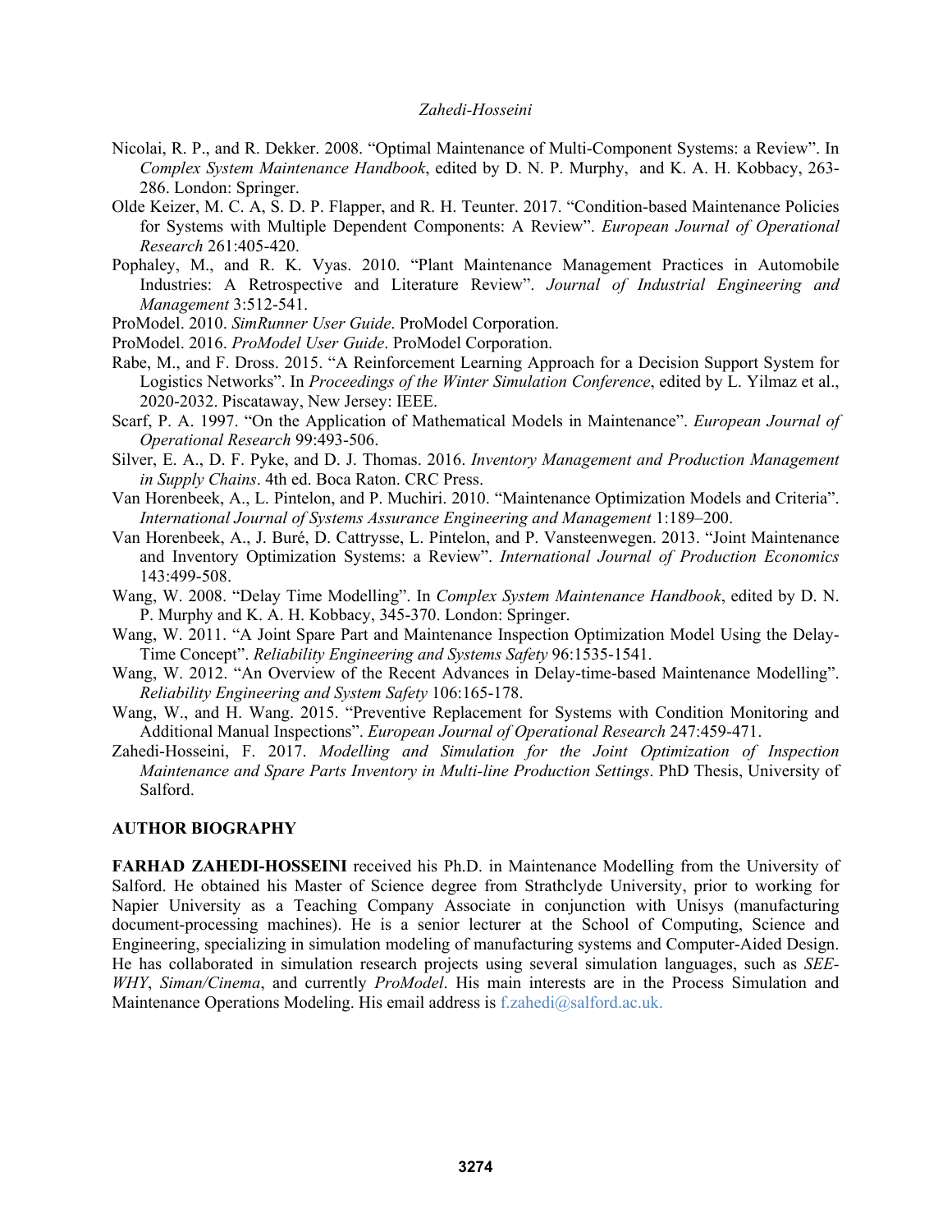Nicolai, R. P., and R. Dekker. 2008. “Optimal Maintenance of Multi-Component Systems: a Review”. In *Complex System Maintenance Handbook*, edited by D. N. P. Murphy, and K. A. H. Kobbacy, 263-286. London: Springer.

Olde Keizer, M. C. A, S. D. P. Flapper, and R. H. Teunter. 2017. “Condition-based Maintenance Policies for Systems with Multiple Dependent Components: A Review”. *European Journal of Operational Research* 261:405-420.

Pophaley, M., and R. K. Vyas. 2010. “Plant Maintenance Management Practices in Automobile Industries: A Retrospective and Literature Review”. *Journal of Industrial Engineering and Management* 3:512-541.

ProModel. 2010. *SimRunner User Guide*. ProModel Corporation.

ProModel. 2016. *ProModel User Guide*. ProModel Corporation.

Rabe, M., and F. Dross. 2015. “A Reinforcement Learning Approach for a Decision Support System for Logistics Networks”. In *Proceedings of the Winter Simulation Conference*, edited by L. Yilmaz et al., 2020-2032. Piscataway, New Jersey: IEEE.

Scarf, P. A. 1997. “On the Application of Mathematical Models in Maintenance”. *European Journal of Operational Research* 99:493-506.

Silver, E. A., D. F. Pyke, and D. J. Thomas. 2016. *Inventory Management and Production Management in Supply Chains*. 4th ed. Boca Raton. CRC Press.

Van Horenbeek, A., L. Pintelon, and P. Muchiri. 2010. “Maintenance Optimization Models and Criteria”. *International Journal of Systems Assurance Engineering and Management* 1:189–200.

Van Horenbeek, A., J. Buré, D. Cattrysse, L. Pintelon, and P. Vansteenwegen. 2013. “Joint Maintenance and Inventory Optimization Systems: a Review”. *International Journal of Production Economics* 143:499-508.

Wang, W. 2008. “Delay Time Modelling”. In *Complex System Maintenance Handbook*, edited by D. N. P. Murphy and K. A. H. Kobbacy, 345-370. London: Springer.

Wang, W. 2011. “A Joint Spare Part and Maintenance Inspection Optimization Model Using the Delay-Time Concept”. *Reliability Engineering and Systems Safety* 96:1535-1541.

Wang, W. 2012. “An Overview of the Recent Advances in Delay-time-based Maintenance Modelling”. *Reliability Engineering and System Safety* 106:165-178.

Wang, W., and H. Wang. 2015. “Preventive Replacement for Systems with Condition Monitoring and Additional Manual Inspections”. *European Journal of Operational Research* 247:459-471.

Zahedi-Hosseini, F. 2017. *Modelling and Simulation for the Joint Optimization of Inspection Maintenance and Spare Parts Inventory in Multi-line Production Settings*. PhD Thesis, University of Salford.

## AUTHOR BIOGRAPHY

**FARHAD ZAHEDI-HOSSEINI** received his Ph.D. in Maintenance Modelling from the University of Salford. He obtained his Master of Science degree from Strathclyde University, prior to working for Napier University as a Teaching Company Associate in conjunction with Unisys (manufacturing document-processing machines). He is a senior lecturer at the School of Computing, Science and Engineering, specializing in simulation modeling of manufacturing systems and Computer-Aided Design. He has collaborated in simulation research projects using several simulation languages, such as *SEE-WHY*, *Siman/Cinema*, and currently *ProModel*. His main interests are in the Process Simulation and Maintenance Operations Modeling. His email address is f.zahedi@salford.ac.uk.